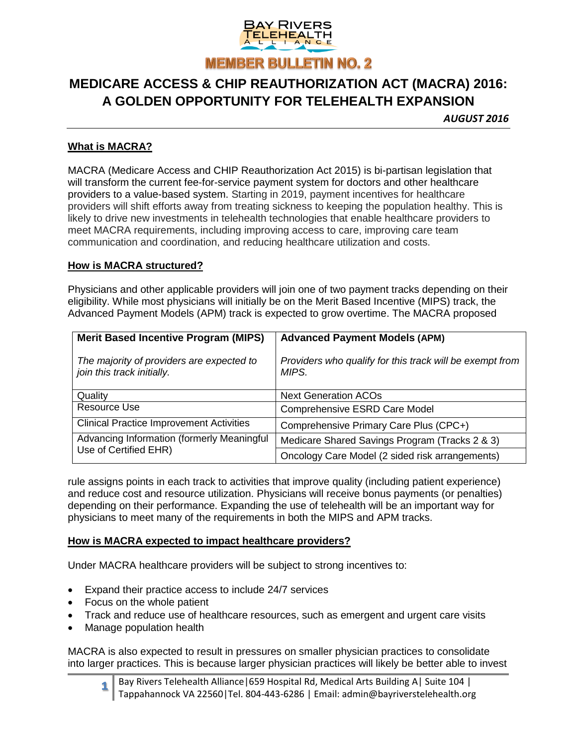BAY RIVERS TELEHEALTH ALLIANCE

**MEMBER BULLETIN NO. 2**

# MEDICARE ACCESS & CHIP REAUTHORIZATION ACT (MACRA) 2016: A GOLDEN OPPORTUNITY FOR TELEHEALTH EXPANSION

***AUGUST 2016***

## What is MACRA?

MACRA (Medicare Access and CHIP Reauthorization Act 2015) is bi-partisan legislation that will transform the current fee-for-service payment system for doctors and other healthcare providers to a value-based system. Starting in 2019, payment incentives for healthcare providers will shift efforts away from treating sickness to keeping the population healthy. This is likely to drive new investments in telehealth technologies that enable healthcare providers to meet MACRA requirements, including improving access to care, improving care team communication and coordination, and reducing healthcare utilization and costs.

## How is MACRA structured?

Physicians and other applicable providers will join one of two payment tracks depending on their eligibility. While most physicians will initially be on the Merit Based Incentive (MIPS) track, the Advanced Payment Models (APM) track is expected to grow overtime. The MACRA proposed rule assigns points in each track to activities that improve quality (including patient experience) and reduce cost and resource utilization. Physicians will receive bonus payments (or penalties) depending on their performance. Expanding the use of telehealth will be an important way for physicians to meet many of the requirements in both the MIPS and APM tracks.

| **Merit Based Incentive Program (MIPS)**<br>*The majority of providers are expected to join this track initially.* | **Advanced Payment Models (APM)**<br>*Providers who qualify for this track will be exempt from MIPS.* |
|---|---|
| Quality | Next Generation ACOs |
| Resource Use | Comprehensive ESRD Care Model |
| Clinical Practice Improvement Activities | Comprehensive Primary Care Plus (CPC+) |
| Advancing Information (formerly Meaningful Use of Certified EHR) | Medicare Shared Savings Program (Tracks 2 & 3) |
| | Oncology Care Model (2 sided risk arrangements) |

## How is MACRA expected to impact healthcare providers?

Under MACRA healthcare providers will be subject to strong incentives to:

- Expand their practice access to include 24/7 services
- Focus on the whole patient
- Track and reduce use of healthcare resources, such as emergent and urgent care visits
- Manage population health

MACRA is also expected to result in pressures on smaller physician practices to consolidate into larger practices. This is because larger physician practices will likely be better able to invest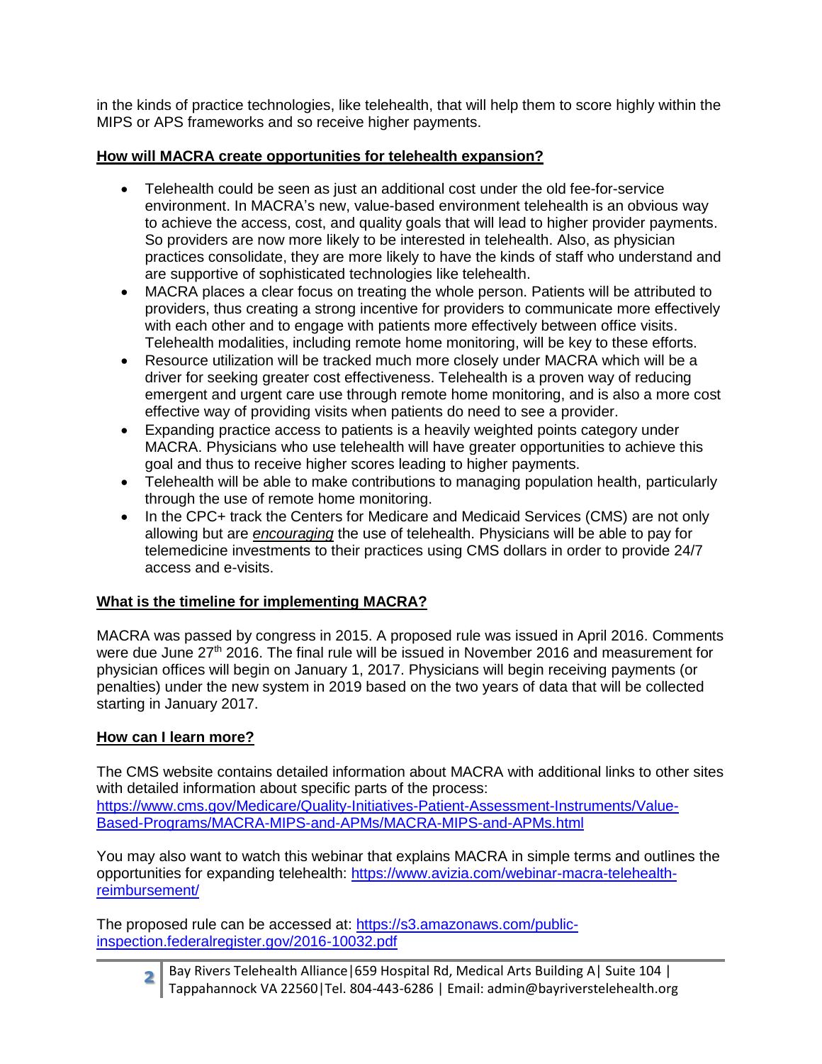in the kinds of practice technologies, like telehealth, that will help them to score highly within the MIPS or APS frameworks and so receive higher payments.

## How will MACRA create opportunities for telehealth expansion?

- Telehealth could be seen as just an additional cost under the old fee-for-service environment. In MACRA's new, value-based environment telehealth is an obvious way to achieve the access, cost, and quality goals that will lead to higher provider payments. So providers are now more likely to be interested in telehealth. Also, as physician practices consolidate, they are more likely to have the kinds of staff who understand and are supportive of sophisticated technologies like telehealth.
- MACRA places a clear focus on treating the whole person. Patients will be attributed to providers, thus creating a strong incentive for providers to communicate more effectively with each other and to engage with patients more effectively between office visits. Telehealth modalities, including remote home monitoring, will be key to these efforts.
- Resource utilization will be tracked much more closely under MACRA which will be a driver for seeking greater cost effectiveness. Telehealth is a proven way of reducing emergent and urgent care use through remote home monitoring, and is also a more cost effective way of providing visits when patients do need to see a provider.
- Expanding practice access to patients is a heavily weighted points category under MACRA. Physicians who use telehealth will have greater opportunities to achieve this goal and thus to receive higher scores leading to higher payments.
- Telehealth will be able to make contributions to managing population health, particularly through the use of remote home monitoring.
- In the CPC+ track the Centers for Medicare and Medicaid Services (CMS) are not only allowing but are ***encouraging*** the use of telehealth. Physicians will be able to pay for telemedicine investments to their practices using CMS dollars in order to provide 24/7 access and e-visits.

## What is the timeline for implementing MACRA?

MACRA was passed by congress in 2015. A proposed rule was issued in April 2016. Comments were due June 27th 2016. The final rule will be issued in November 2016 and measurement for physician offices will begin on January 1, 2017. Physicians will begin receiving payments (or penalties) under the new system in 2019 based on the two years of data that will be collected starting in January 2017.

## How can I learn more?

The CMS website contains detailed information about MACRA with additional links to other sites with detailed information about specific parts of the process:
https://www.cms.gov/Medicare/Quality-Initiatives-Patient-Assessment-Instruments/Value-Based-Programs/MACRA-MIPS-and-APMs/MACRA-MIPS-and-APMs.html

You may also want to watch this webinar that explains MACRA in simple terms and outlines the opportunities for expanding telehealth: https://www.avizia.com/webinar-macra-telehealth-reimbursement/

The proposed rule can be accessed at: https://s3.amazonaws.com/public-inspection.federalregister.gov/2016-10032.pdf

Bay Rivers Telehealth Alliance|659 Hospital Rd, Medical Arts Building A| Suite 104 | Tappahannock VA 22560|Tel. 804-443-6286 | Email: admin@bayriverstelehealth.org